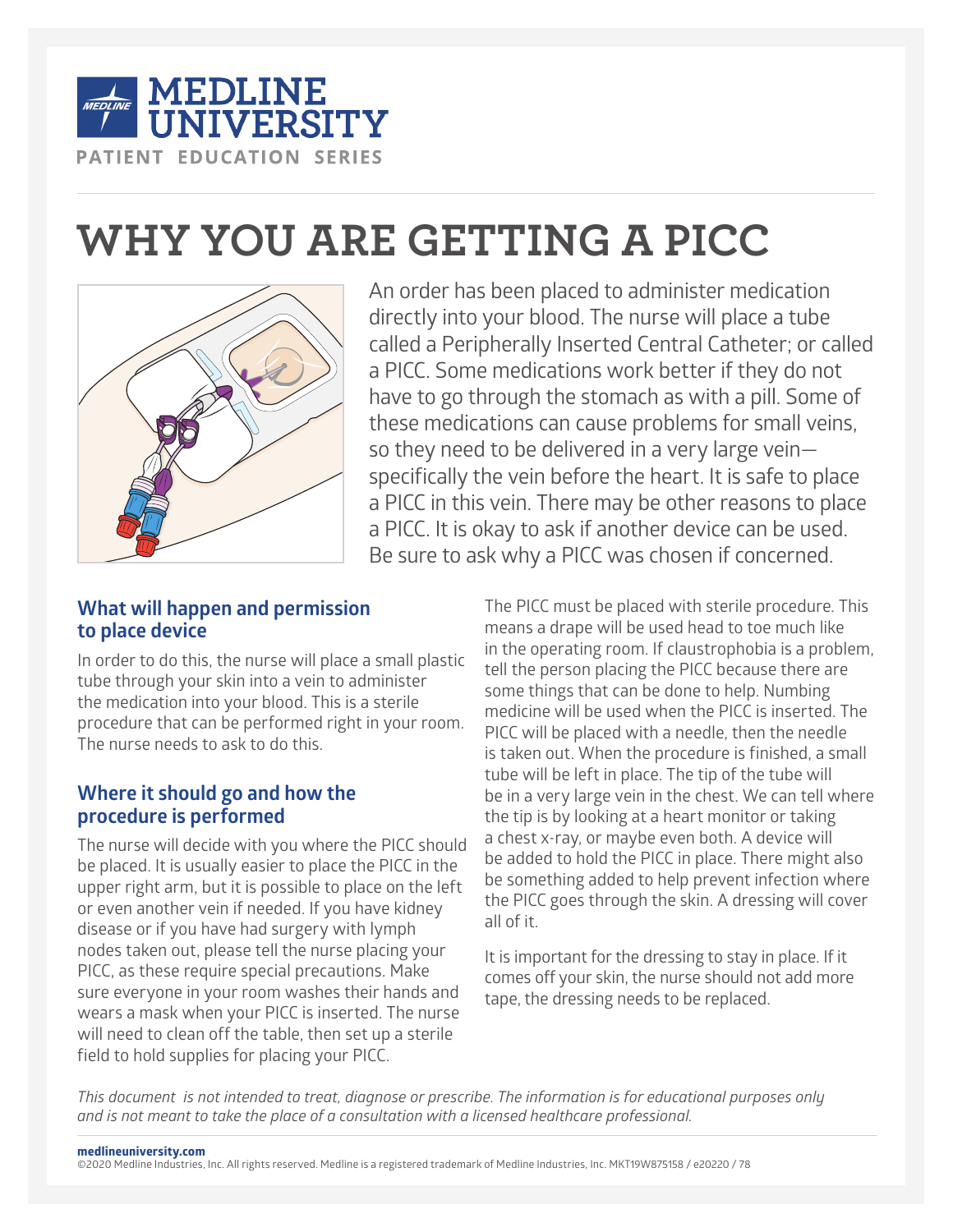MEDLINE UNIVERSITY
PATIENT EDUCATION SERIES

# WHY YOU ARE GETTING A PICC

An order has been placed to administer medication directly into your blood. The nurse will place a tube called a Peripherally Inserted Central Catheter; or called a PICC. Some medications work better if they do not have to go through the stomach as with a pill. Some of these medications can cause problems for small veins, so they need to be delivered in a very large vein—specifically the vein before the heart. It is safe to place a PICC in this vein. There may be other reasons to place a PICC. It is okay to ask if another device can be used. Be sure to ask why a PICC was chosen if concerned.

## What will happen and permission to place device

In order to do this, the nurse will place a small plastic tube through your skin into a vein to administer the medication into your blood. This is a sterile procedure that can be performed right in your room. The nurse needs to ask to do this.

## Where it should go and how the procedure is performed

The nurse will decide with you where the PICC should be placed. It is usually easier to place the PICC in the upper right arm, but it is possible to place on the left or even another vein if needed. If you have kidney disease or if you have had surgery with lymph nodes taken out, please tell the nurse placing your PICC, as these require special precautions. Make sure everyone in your room washes their hands and wears a mask when your PICC is inserted. The nurse will need to clean off the table, then set up a sterile field to hold supplies for placing your PICC.

The PICC must be placed with sterile procedure. This means a drape will be used head to toe much like in the operating room. If claustrophobia is a problem, tell the person placing the PICC because there are some things that can be done to help. Numbing medicine will be used when the PICC is inserted. The PICC will be placed with a needle, then the needle is taken out. When the procedure is finished, a small tube will be left in place. The tip of the tube will be in a very large vein in the chest. We can tell where the tip is by looking at a heart monitor or taking a chest x-ray, or maybe even both. A device will be added to hold the PICC in place. There might also be something added to help prevent infection where the PICC goes through the skin. A dressing will cover all of it.

It is important for the dressing to stay in place. If it comes off your skin, the nurse should not add more tape, the dressing needs to be replaced.

*This document is not intended to treat, diagnose or prescribe. The information is for educational purposes only and is not meant to take the place of a consultation with a licensed healthcare professional.*

**medlineuniversity.com**
©2020 Medline Industries, Inc. All rights reserved. Medline is a registered trademark of Medline Industries, Inc. MKT19W875158 / e20220 / 78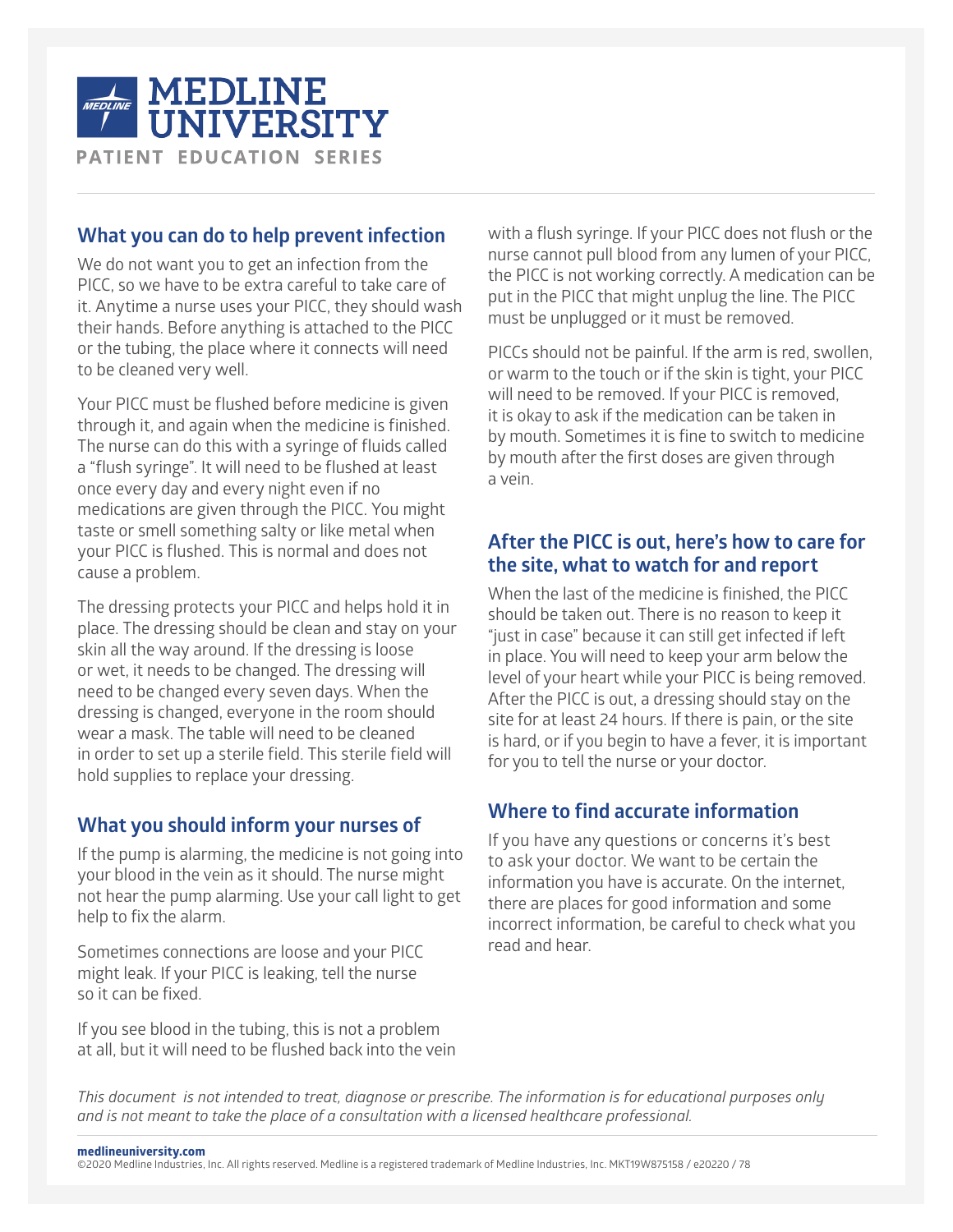MEDLINE UNIVERSITY

PATIENT EDUCATION SERIES

## What you can do to help prevent infection

We do not want you to get an infection from the PICC, so we have to be extra careful to take care of it. Anytime a nurse uses your PICC, they should wash their hands. Before anything is attached to the PICC or the tubing, the place where it connects will need to be cleaned very well.

Your PICC must be flushed before medicine is given through it, and again when the medicine is finished. The nurse can do this with a syringe of fluids called a "flush syringe". It will need to be flushed at least once every day and every night even if no medications are given through the PICC. You might taste or smell something salty or like metal when your PICC is flushed. This is normal and does not cause a problem.

The dressing protects your PICC and helps hold it in place. The dressing should be clean and stay on your skin all the way around. If the dressing is loose or wet, it needs to be changed. The dressing will need to be changed every seven days. When the dressing is changed, everyone in the room should wear a mask. The table will need to be cleaned in order to set up a sterile field. This sterile field will hold supplies to replace your dressing.

## What you should inform your nurses of

If the pump is alarming, the medicine is not going into your blood in the vein as it should. The nurse might not hear the pump alarming. Use your call light to get help to fix the alarm.

Sometimes connections are loose and your PICC might leak. If your PICC is leaking, tell the nurse so it can be fixed.

If you see blood in the tubing, this is not a problem at all, but it will need to be flushed back into the vein with a flush syringe. If your PICC does not flush or the nurse cannot pull blood from any lumen of your PICC, the PICC is not working correctly. A medication can be put in the PICC that might unplug the line. The PICC must be unplugged or it must be removed.

PICCs should not be painful. If the arm is red, swollen, or warm to the touch or if the skin is tight, your PICC will need to be removed. If your PICC is removed, it is okay to ask if the medication can be taken in by mouth. Sometimes it is fine to switch to medicine by mouth after the first doses are given through a vein.

## After the PICC is out, here's how to care for the site, what to watch for and report

When the last of the medicine is finished, the PICC should be taken out. There is no reason to keep it "just in case" because it can still get infected if left in place. You will need to keep your arm below the level of your heart while your PICC is being removed. After the PICC is out, a dressing should stay on the site for at least 24 hours. If there is pain, or the site is hard, or if you begin to have a fever, it is important for you to tell the nurse or your doctor.

## Where to find accurate information

If you have any questions or concerns it's best to ask your doctor. We want to be certain the information you have is accurate. On the internet, there are places for good information and some incorrect information, be careful to check what you read and hear.

*This document is not intended to treat, diagnose or prescribe. The information is for educational purposes only and is not meant to take the place of a consultation with a licensed healthcare professional.*

**medlineuniversity.com**

©2020 Medline Industries, Inc. All rights reserved. Medline is a registered trademark of Medline Industries, Inc. MKT19W875158 / e20220 / 78